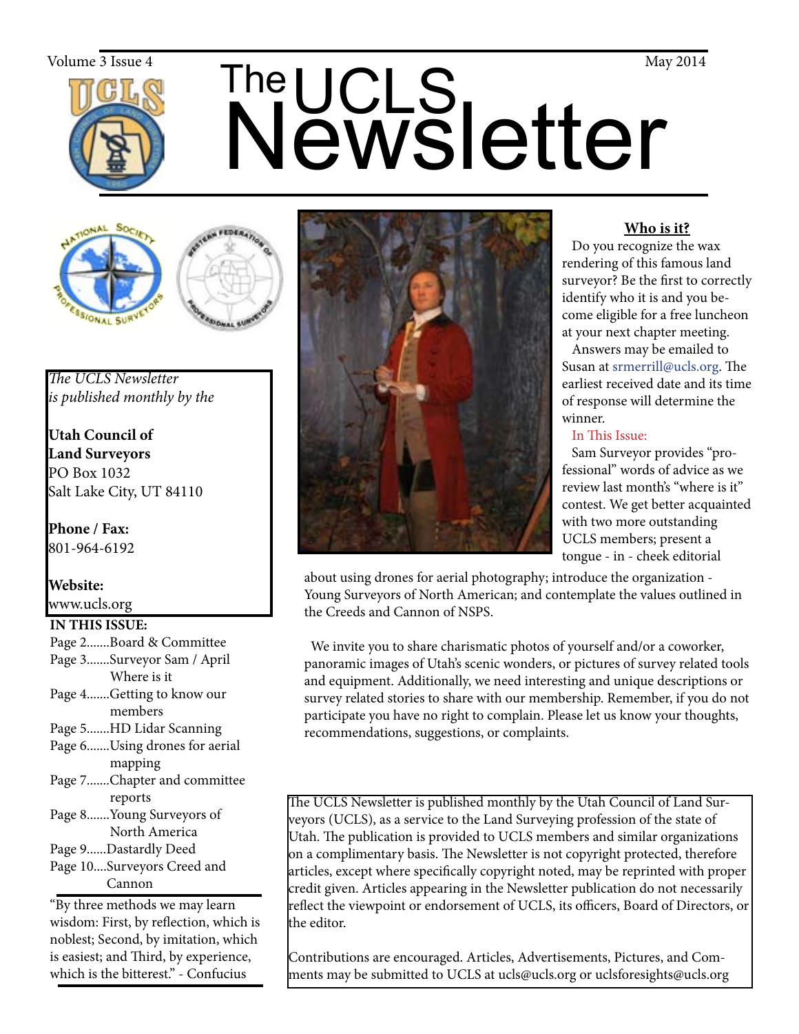# The UCLS Newsletter

Volume 3 Issue 4

May 2014

*The UCLS Newsletter is published monthly by the*

**Utah Council of Land Surveyors**
PO Box 1032
Salt Lake City, UT 84110

**Phone / Fax:**
801-964-6192

**Website:**
www.ucls.org

**IN THIS ISSUE:**

- Page 2.......Board & Committee
- Page 3.......Surveyor Sam / April Where is it
- Page 4.......Getting to know our members
- Page 5.......HD Lidar Scanning
- Page 6.......Using drones for aerial mapping
- Page 7.......Chapter and committee reports
- Page 8.......Young Surveyors of North America
- Page 9......Dastardly Deed
- Page 10....Surveyors Creed and Cannon

"By three methods we may learn wisdom: First, by reflection, which is noblest; Second, by imitation, which is easiest; and Third, by experience, which is the bitterest." - Confucius

## Who is it?

Do you recognize the wax rendering of this famous land surveyor? Be the first to correctly identify who it is and you become eligible for a free luncheon at your next chapter meeting.

Answers may be emailed to Susan at srmerrill@ucls.org. The earliest received date and its time of response will determine the winner.

In This Issue:

Sam Surveyor provides "professional" words of advice as we review last month's "where is it" contest. We get better acquainted with two more outstanding UCLS members; present a tongue - in - cheek editorial about using drones for aerial photography; introduce the organization - Young Surveyors of North American; and contemplate the values outlined in the Creeds and Cannon of NSPS.

We invite you to share charismatic photos of yourself and/or a coworker, panoramic images of Utah's scenic wonders, or pictures of survey related tools and equipment. Additionally, we need interesting and unique descriptions or survey related stories to share with our membership. Remember, if you do not participate you have no right to complain. Please let us know your thoughts, recommendations, suggestions, or complaints.

The UCLS Newsletter is published monthly by the Utah Council of Land Surveyors (UCLS), as a service to the Land Surveying profession of the state of Utah. The publication is provided to UCLS members and similar organizations on a complimentary basis. The Newsletter is not copyright protected, therefore articles, except where specifically copyright noted, may be reprinted with proper credit given. Articles appearing in the Newsletter publication do not necessarily reflect the viewpoint or endorsement of UCLS, its officers, Board of Directors, or the editor.

Contributions are encouraged. Articles, Advertisements, Pictures, and Comments may be submitted to UCLS at ucls@ucls.org or uclsforesights@ucls.org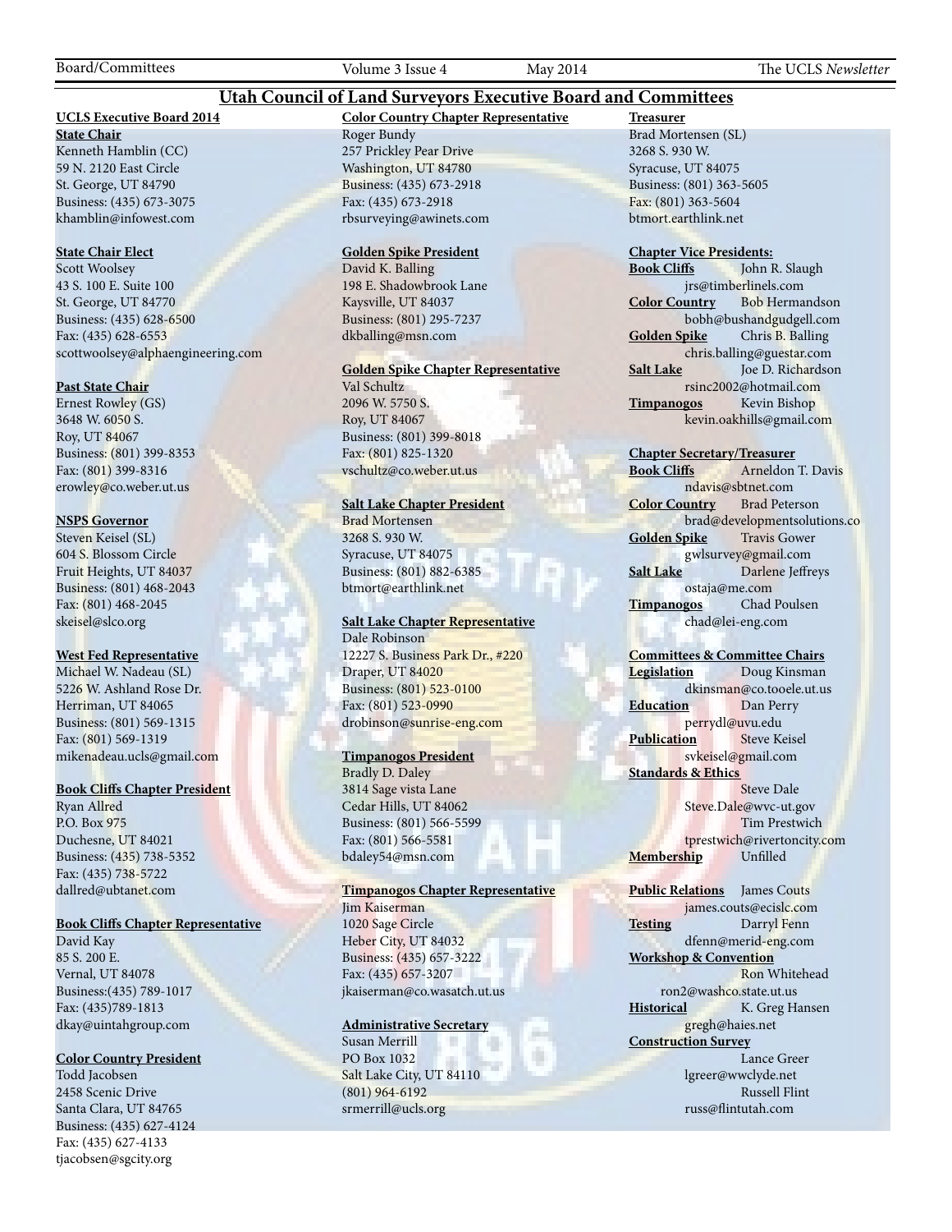# Utah Council of Land Surveyors Executive Board and Committees

## UCLS Executive Board 2014

**State Chair**
Kenneth Hamblin (CC)
59 N. 2120 East Circle
St. George, UT 84790
Business: (435) 673-3075
khamblin@infowest.com

**State Chair Elect**
Scott Woolsey
43 S. 100 E. Suite 100
St. George, UT 84770
Business: (435) 628-6500
Fax: (435) 628-6553
scottwoolsey@alphaengineering.com

**Past State Chair**
Ernest Rowley (GS)
3648 W. 6050 S.
Roy, UT 84067
Business: (801) 399-8353
Fax: (801) 399-8316
erowley@co.weber.ut.us

**NSPS Governor**
Steven Keisel (SL)
604 S. Blossom Circle
Fruit Heights, UT 84037
Business: (801) 468-2043
Fax: (801) 468-2045
skeisel@slco.org

**West Fed Representative**
Michael W. Nadeau (SL)
5226 W. Ashland Rose Dr.
Herriman, UT 84065
Business: (801) 569-1315
Fax: (801) 569-1319
mikenadeau.ucls@gmail.com

**Book Cliffs Chapter President**
Ryan Allred
P.O. Box 975
Duchesne, UT 84021
Business: (435) 738-5352
Fax: (435) 738-5722
dallred@ubtanet.com

**Book Cliffs Chapter Representative**
David Kay
85 S. 200 E.
Vernal, UT 84078
Business:(435) 789-1017
Fax: (435)789-1813
dkay@uintahgroup.com

**Color Country President**
Todd Jacobsen
2458 Scenic Drive
Santa Clara, UT 84765
Business: (435) 627-4124
Fax: (435) 627-4133
tjacobsen@sgcity.org

**Color Country Chapter Representative**
Roger Bundy
257 Prickley Pear Drive
Washington, UT 84780
Business: (435) 673-2918
Fax: (435) 673-2918
rbsurveying@awinets.com

**Golden Spike President**
David K. Balling
198 E. Shadowbrook Lane
Kaysville, UT 84037
Business: (801) 295-7237
dkballing@msn.com

**Golden Spike Chapter Representative**
Val Schultz
2096 W. 5750 S.
Roy, UT 84067
Business: (801) 399-8018
Fax: (801) 825-1320
vschultz@co.weber.ut.us

**Salt Lake Chapter President**
Brad Mortensen
3268 S. 930 W.
Syracuse, UT 84075
Business: (801) 882-6385
btmort@earthlink.net

**Salt Lake Chapter Representative**
Dale Robinson
12227 S. Business Park Dr., #220
Draper, UT 84020
Business: (801) 523-0100
Fax: (801) 523-0990
drobinson@sunrise-eng.com

**Timpanogos President**
Bradly D. Daley
3814 Sage vista Lane
Cedar Hills, UT 84062
Business: (801) 566-5599
Fax: (801) 566-5581
bdaley54@msn.com

**Timpanogos Chapter Representative**
Jim Kaiserman
1020 Sage Circle
Heber City, UT 84032
Business: (435) 657-3222
Fax: (435) 657-3207
jkaiserman@co.wasatch.ut.us

**Administrative Secretary**
Susan Merrill
PO Box 1032
Salt Lake City, UT 84110
(801) 964-6192
srmerrill@ucls.org

**Treasurer**
Brad Mortensen (SL)
3268 S. 930 W.
Syracuse, UT 84075
Business: (801) 363-5605
Fax: (801) 363-5604
btmort.earthlink.net

**Chapter Vice Presidents:**

**Book Cliffs** John R. Slaugh
jrs@timberlinels.com

**Color Country** Bob Hermandson
bobh@bushandgudgell.com

**Golden Spike** Chris B. Balling
chris.balling@guestar.com

**Salt Lake** Joe D. Richardson
rsinc2002@hotmail.com

**Timpanogos** Kevin Bishop
kevin.oakhills@gmail.com

**Chapter Secretary/Treasurer**

**Book Cliffs** Arneldon T. Davis
ndavis@sbtnet.com

**Color Country** Brad Peterson
brad@developmentsolutions.co

**Golden Spike** Travis Gower
gwlsurvey@gmail.com

**Salt Lake** Darlene Jeffreys
ostaja@me.com

**Timpanogos** Chad Poulsen
chad@lei-eng.com

**Committees & Committee Chairs**

**Legislation** Doug Kinsman
dkinsman@co.tooele.ut.us

**Education** Dan Perry
perrydl@uvu.edu

**Publication** Steve Keisel
svkeisel@gmail.com

**Standards & Ethics**
Steve Dale
Steve.Dale@wvc-ut.gov
Tim Prestwich
tprestwich@rivertoncity.com

**Membership** Unfilled

**Public Relations** James Couts
james.couts@ecislc.com

**Testing** Darryl Fenn
dfenn@merid-eng.com

**Workshop & Convention**
Ron Whitehead
ron2@washco.state.ut.us

**Historical** K. Greg Hansen
gregh@haies.net

**Construction Survey**
Lance Greer
lgreer@wwclyde.net
Russell Flint
russ@flintutah.com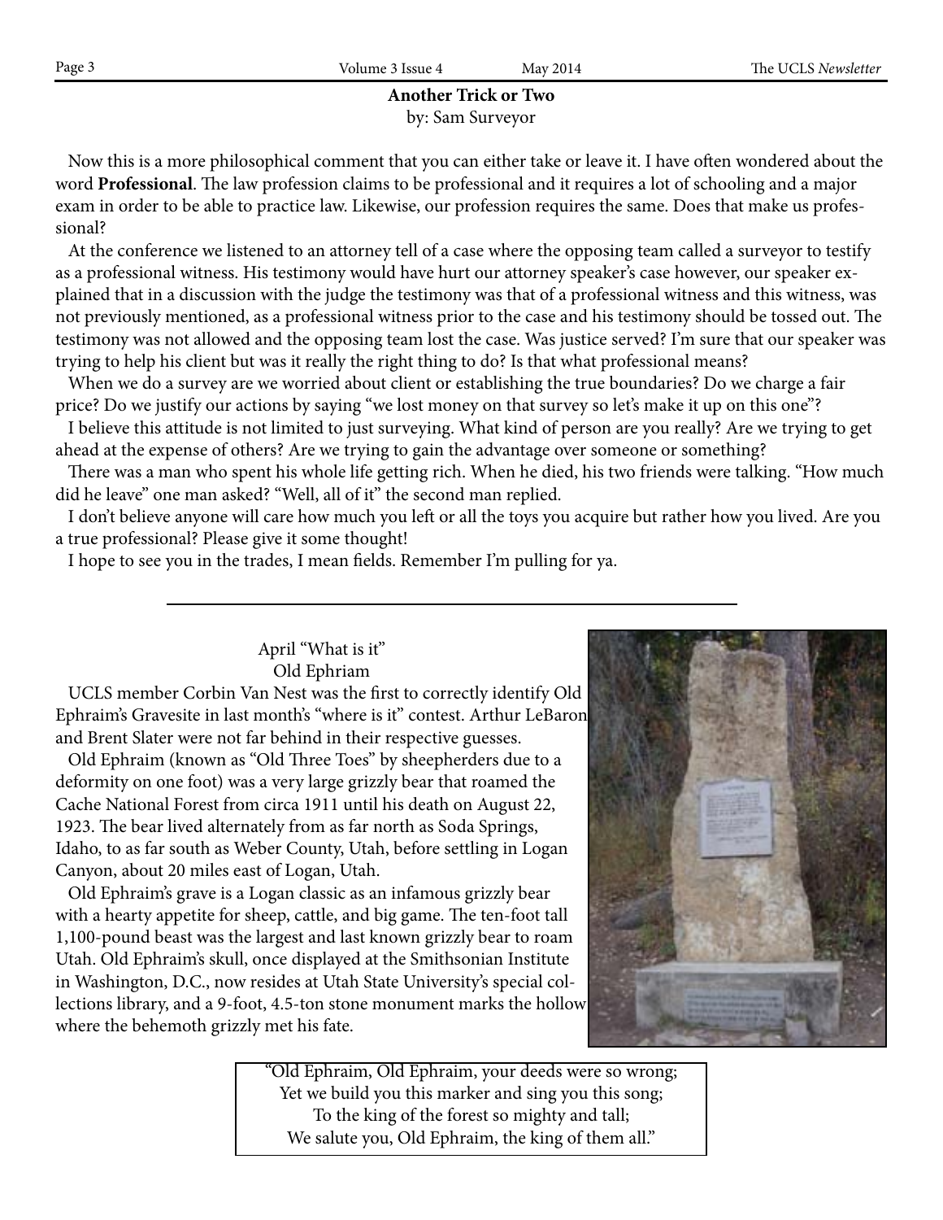## Another Trick or Two

by: Sam Surveyor

Now this is a more philosophical comment that you can either take or leave it. I have often wondered about the word **Professional**. The law profession claims to be professional and it requires a lot of schooling and a major exam in order to be able to practice law. Likewise, our profession requires the same. Does that make us professional?

At the conference we listened to an attorney tell of a case where the opposing team called a surveyor to testify as a professional witness. His testimony would have hurt our attorney speaker's case however, our speaker explained that in a discussion with the judge the testimony was that of a professional witness and this witness, was not previously mentioned, as a professional witness prior to the case and his testimony should be tossed out. The testimony was not allowed and the opposing team lost the case. Was justice served? I'm sure that our speaker was trying to help his client but was it really the right thing to do? Is that what professional means?

When we do a survey are we worried about client or establishing the true boundaries? Do we charge a fair price? Do we justify our actions by saying "we lost money on that survey so let's make it up on this one"?

I believe this attitude is not limited to just surveying. What kind of person are you really? Are we trying to get ahead at the expense of others? Are we trying to gain the advantage over someone or something?

There was a man who spent his whole life getting rich. When he died, his two friends were talking. "How much did he leave" one man asked? "Well, all of it" the second man replied.

I don't believe anyone will care how much you left or all the toys you acquire but rather how you lived. Are you a true professional? Please give it some thought!

I hope to see you in the trades, I mean fields. Remember I'm pulling for ya.

---

April "What is it"
Old Ephriam

UCLS member Corbin Van Nest was the first to correctly identify Old Ephraim's Gravesite in last month's "where is it" contest. Arthur LeBaron and Brent Slater were not far behind in their respective guesses.

Old Ephraim (known as "Old Three Toes" by sheepherders due to a deformity on one foot) was a very large grizzly bear that roamed the Cache National Forest from circa 1911 until his death on August 22, 1923. The bear lived alternately from as far north as Soda Springs, Idaho, to as far south as Weber County, Utah, before settling in Logan Canyon, about 20 miles east of Logan, Utah.

Old Ephraim's grave is a Logan classic as an infamous grizzly bear with a hearty appetite for sheep, cattle, and big game. The ten-foot tall 1,100-pound beast was the largest and last known grizzly bear to roam Utah. Old Ephraim's skull, once displayed at the Smithsonian Institute in Washington, D.C., now resides at Utah State University's special collections library, and a 9-foot, 4.5-ton stone monument marks the hollow where the behemoth grizzly met his fate.

"Old Ephraim, Old Ephraim, your deeds were so wrong;
Yet we build you this marker and sing you this song;
To the king of the forest so mighty and tall;
We salute you, Old Ephraim, the king of them all."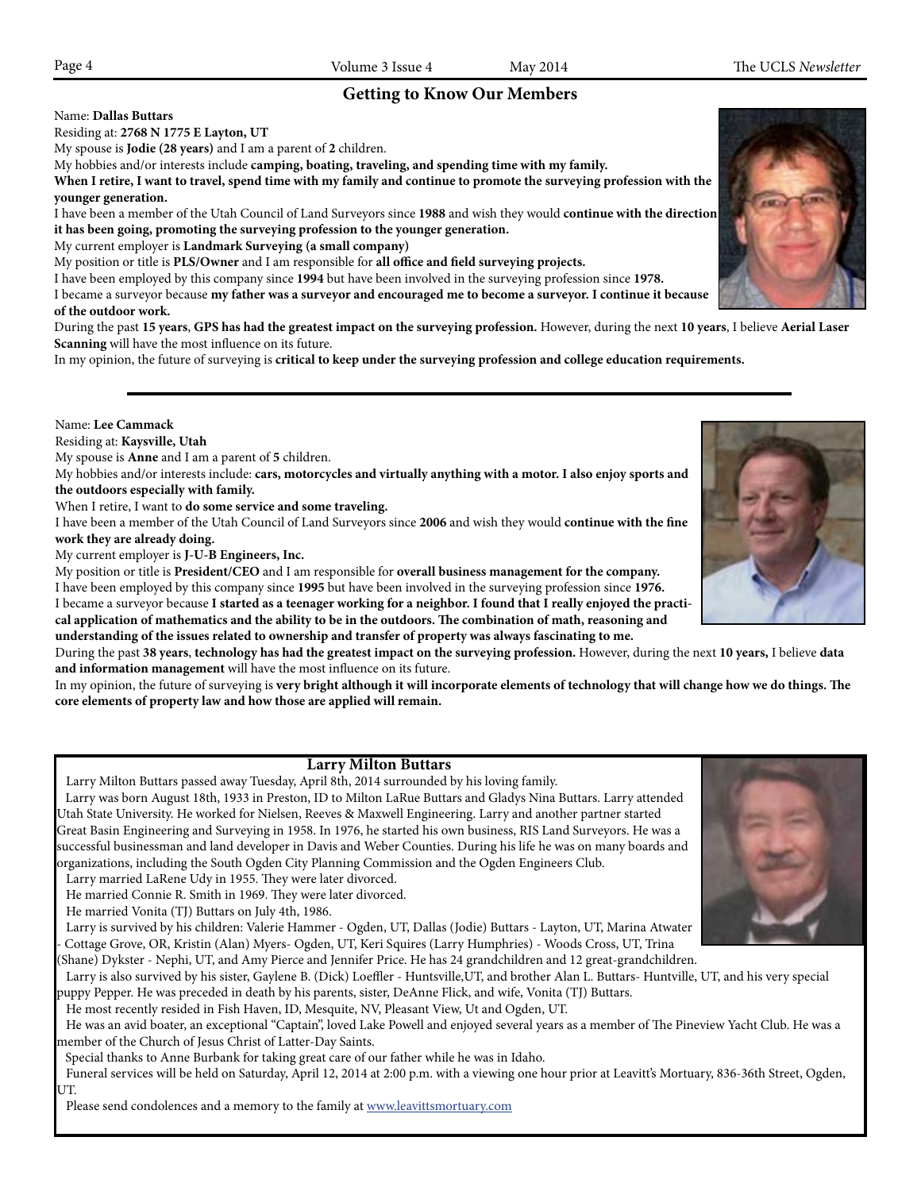## Getting to Know Our Members

Name: **Dallas Buttars**

Residing at: **2768 N 1775 E Layton, UT**

My spouse is **Jodie (28 years)** and I am a parent of **2** children.

My hobbies and/or interests include **camping, boating, traveling, and spending time with my family.**

**When I retire, I want to travel, spend time with my family and continue to promote the surveying profession with the younger generation.**

I have been a member of the Utah Council of Land Surveyors since **1988** and wish they would **continue with the direction it has been going, promoting the surveying profession to the younger generation.**

My current employer is **Landmark Surveying (a small company)**

My position or title is **PLS/Owner** and I am responsible for **all office and field surveying projects.**

I have been employed by this company since **1994** but have been involved in the surveying profession since **1978.**

I became a surveyor because **my father was a surveyor and encouraged me to become a surveyor. I continue it because of the outdoor work.**

During the past **15 years**, **GPS has had the greatest impact on the surveying profession.** However, during the next **10 years**, I believe **Aerial Laser Scanning** will have the most influence on its future.

In my opinion, the future of surveying is **critical to keep under the surveying profession and college education requirements.**

---

Name: **Lee Cammack**

Residing at: **Kaysville, Utah**

My spouse is **Anne** and I am a parent of **5** children.

My hobbies and/or interests include: **cars, motorcycles and virtually anything with a motor. I also enjoy sports and the outdoors especially with family.**

When I retire, I want to **do some service and some traveling.**

I have been a member of the Utah Council of Land Surveyors since **2006** and wish they would **continue with the fine work they are already doing.**

My current employer is **J-U-B Engineers, Inc.**

My position or title is **President/CEO** and I am responsible for **overall business management for the company.**

I have been employed by this company since **1995** but have been involved in the surveying profession since **1976.**

I became a surveyor because **I started as a teenager working for a neighbor. I found that I really enjoyed the practical application of mathematics and the ability to be in the outdoors. The combination of math, reasoning and understanding of the issues related to ownership and transfer of property was always fascinating to me.**

During the past **38 years**, **technology has had the greatest impact on the surveying profession.** However, during the next **10 years,** I believe **data and information management** will have the most influence on its future.

In my opinion, the future of surveying is **very bright although it will incorporate elements of technology that will change how we do things. The core elements of property law and how those are applied will remain.**

---

### Larry Milton Buttars

Larry Milton Buttars passed away Tuesday, April 8th, 2014 surrounded by his loving family.

Larry was born August 18th, 1933 in Preston, ID to Milton LaRue Buttars and Gladys Nina Buttars. Larry attended Utah State University. He worked for Nielsen, Reeves & Maxwell Engineering. Larry and another partner started Great Basin Engineering and Surveying in 1958. In 1976, he started his own business, RIS Land Surveyors. He was a successful businessman and land developer in Davis and Weber Counties. During his life he was on many boards and organizations, including the South Ogden City Planning Commission and the Ogden Engineers Club.

Larry married LaRene Udy in 1955. They were later divorced.

He married Connie R. Smith in 1969. They were later divorced.

He married Vonita (TJ) Buttars on July 4th, 1986.

Larry is survived by his children: Valerie Hammer - Ogden, UT, Dallas (Jodie) Buttars - Layton, UT, Marina Atwater - Cottage Grove, OR, Kristin (Alan) Myers- Ogden, UT, Keri Squires (Larry Humphries) - Woods Cross, UT, Trina (Shane) Dykster - Nephi, UT, and Amy Pierce and Jennifer Price. He has 24 grandchildren and 12 great-grandchildren.

Larry is also survived by his sister, Gaylene B. (Dick) Loeffler - Huntsville,UT, and brother Alan L. Buttars- Huntville, UT, and his very special puppy Pepper. He was preceded in death by his parents, sister, DeAnne Flick, and wife, Vonita (TJ) Buttars.

He most recently resided in Fish Haven, ID, Mesquite, NV, Pleasant View, Ut and Ogden, UT.

He was an avid boater, an exceptional "Captain", loved Lake Powell and enjoyed several years as a member of The Pineview Yacht Club. He was a member of the Church of Jesus Christ of Latter-Day Saints.

Special thanks to Anne Burbank for taking great care of our father while he was in Idaho.

Funeral services will be held on Saturday, April 12, 2014 at 2:00 p.m. with a viewing one hour prior at Leavitt's Mortuary, 836-36th Street, Ogden, UT.

Please send condolences and a memory to the family at www.leavittsmortuary.com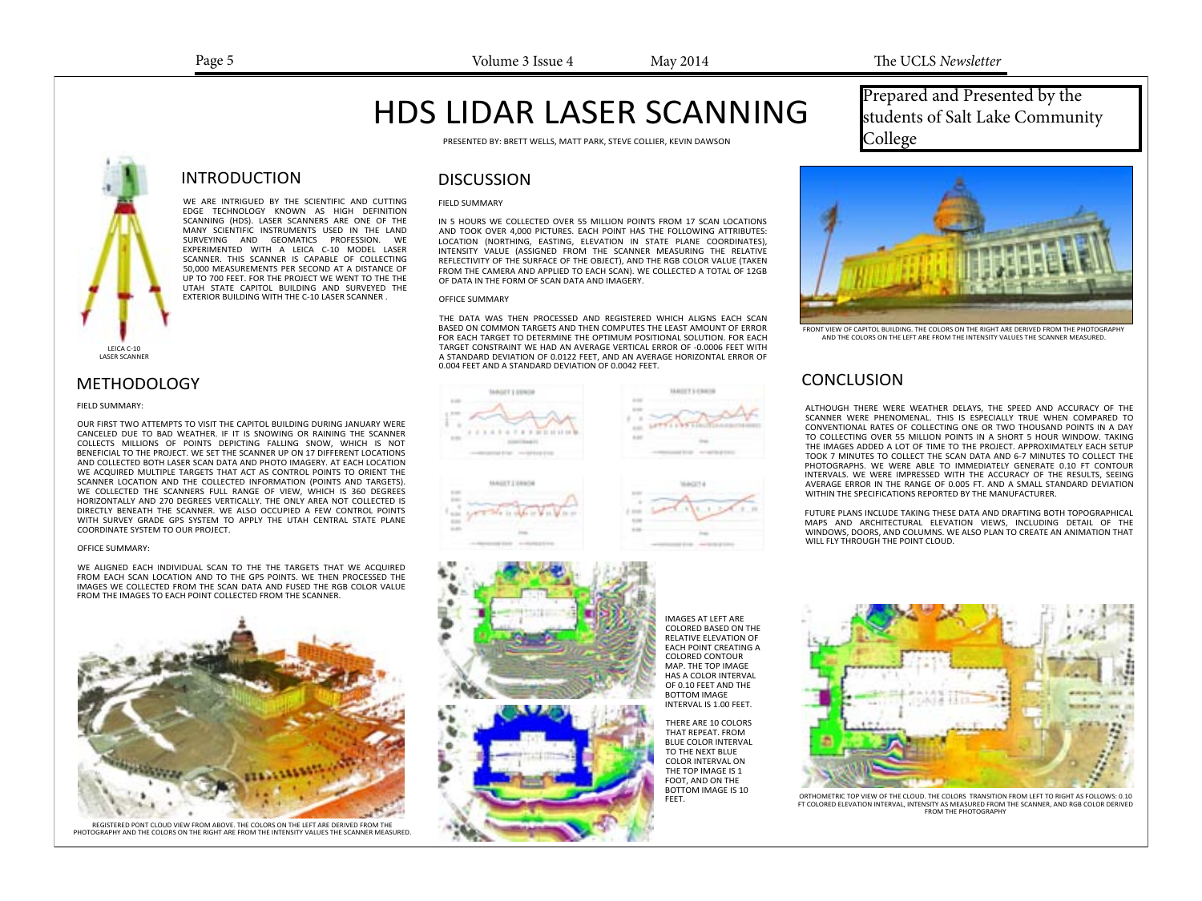# HDS LIDAR LASER SCANNING

PRESENTED BY: BRETT WELLS, MATT PARK, STEVE COLLIER, KEVIN DAWSON

Prepared and Presented by the students of Salt Lake Community College

## INTRODUCTION

WE ARE INTRIGUED BY THE SCIENTIFIC AND CUTTING EDGE TECHNOLOGY KNOWN AS HIGH DEFINITION SCANNING (HDS). LASER SCANNERS ARE ONE OF THE MANY SCIENTIFIC INSTRUMENTS USED IN THE LAND SURVEYING AND GEOMATICS PROFESSION. WE EXPERIMENTED WITH A LEICA C-10 MODEL LASER SCANNER. THIS SCANNER IS CAPABLE OF COLLECTING 50,000 MEASUREMENTS PER SECOND AT A DISTANCE OF UP TO 700 FEET. FOR THE PROJECT WE WENT TO THE THE UTAH STATE CAPITOL BUILDING AND SURVEYED THE EXTERIOR BUILDING WITH THE C-10 LASER SCANNER .

LEICA C-10 LASER SCANNER

## METHODOLOGY

FIELD SUMMARY:

OUR FIRST TWO ATTEMPTS TO VISIT THE CAPITOL BUILDING DURING JANUARY WERE CANCELED DUE TO BAD WEATHER. IF IT IS SNOWING OR RAINING THE SCANNER COLLECTS MILLIONS OF POINTS DEPICTING FALLING SNOW, WHICH IS NOT BENEFICIAL TO THE PROJECT. WE SET THE SCANNER UP ON 17 DIFFERENT LOCATIONS AND COLLECTED BOTH LASER SCAN DATA AND PHOTO IMAGERY. AT EACH LOCATION WE ACQUIRED MULTIPLE TARGETS THAT ACT AS CONTROL POINTS TO ORIENT THE SCANNER LOCATION AND THE COLLECTED INFORMATION (POINTS AND TARGETS). WE COLLECTED THE SCANNERS FULL RANGE OF VIEW, WHICH IS 360 DEGREES HORIZONTALLY AND 270 DEGREES VERTICALLY. THE ONLY AREA NOT COLLECTED IS DIRECTLY BENEATH THE SCANNER. WE ALSO OCCUPIED A FEW CONTROL POINTS WITH SURVEY GRADE GPS SYSTEM TO APPLY THE UTAH CENTRAL STATE PLANE COORDINATE SYSTEM TO OUR PROJECT.

OFFICE SUMMARY:

WE ALIGNED EACH INDIVIDUAL SCAN TO THE THE TARGETS THAT WE ACQUIRED FROM EACH SCAN LOCATION AND TO THE GPS POINTS. WE THEN PROCESSED THE IMAGES WE COLLECTED FROM THE SCAN DATA AND FUSED THE RGB COLOR VALUE FROM THE IMAGES TO EACH POINT COLLECTED FROM THE SCANNER.

REGISTERED PONT CLOUD VIEW FROM ABOVE. THE COLORS ON THE LEFT ARE DERIVED FROM THE PHOTOGRAPHY AND THE COLORS ON THE RIGHT ARE FROM THE INTENSITY VALUES THE SCANNER MEASURED.

## DISCUSSION

FIELD SUMMARY

IN 5 HOURS WE COLLECTED OVER 55 MILLION POINTS FROM 17 SCAN LOCATIONS AND TOOK OVER 4,000 PICTURES. EACH POINT HAS THE FOLLOWING ATTRIBUTES: LOCATION (NORTHING, EASTING, ELEVATION IN STATE PLANE COORDINATES), INTENSITY VALUE (ASSIGNED FROM THE SCANNER MEASURING THE RELATIVE REFLECTIVITY OF THE SURFACE OF THE OBJECT), AND THE RGB COLOR VALUE (TAKEN FROM THE CAMERA AND APPLIED TO EACH SCAN). WE COLLECTED A TOTAL OF 12GB OF DATA IN THE FORM OF SCAN DATA AND IMAGERY.

OFFICE SUMMARY

THE DATA WAS THEN PROCESSED AND REGISTERED WHICH ALIGNS EACH SCAN BASED ON COMMON TARGETS AND THEN COMPUTES THE LEAST AMOUNT OF ERROR FOR EACH TARGET TO DETERMINE THE OPTIMUM POSITIONAL SOLUTION. FOR EACH TARGET CONSTRAINT WE HAD AN AVERAGE VERTICAL ERROR OF -0.0006 FEET WITH A STANDARD DEVIATION OF 0.0122 FEET, AND AN AVERAGE HORIZONTAL ERROR OF 0.004 FEET AND A STANDARD DEVIATION OF 0.0042 FEET.

IMAGES AT LEFT ARE COLORED BASED ON THE RELATIVE ELEVATION OF EACH POINT CREATING A COLORED CONTOUR MAP. THE TOP IMAGE HAS A COLOR INTERVAL OF 0.10 FEET AND THE BOTTOM IMAGE INTERVAL IS 1.00 FEET.

THERE ARE 10 COLORS THAT REPEAT. FROM BLUE COLOR INTERVAL TO THE NEXT BLUE COLOR INTERVAL ON THE TOP IMAGE IS 1 FOOT, AND ON THE BOTTOM IMAGE IS 10 FEET.

FRONT VIEW OF CAPITOL BUILDING. THE COLORS ON THE RIGHT ARE DERIVED FROM THE PHOTOGRAPHY AND THE COLORS ON THE LEFT ARE FROM THE INTENSITY VALUES THE SCANNER MEASURED.

## CONCLUSION

ALTHOUGH THERE WERE WEATHER DELAYS, THE SPEED AND ACCURACY OF THE SCANNER WERE PHENOMENAL. THIS IS ESPECIALLY TRUE WHEN COMPARED TO CONVENTIONAL RATES OF COLLECTING ONE OR TWO THOUSAND POINTS IN A DAY TO COLLECTING OVER 55 MILLION POINTS IN A SHORT 5 HOUR WINDOW. TAKING THE IMAGES ADDED A LOT OF TIME TO THE PROJECT. APPROXIMATELY EACH SETUP TOOK 7 MINUTES TO COLLECT THE SCAN DATA AND 6-7 MINUTES TO COLLECT THE PHOTOGRAPHS. WE WERE ABLE TO IMMEDIATELY GENERATE 0.10 FT CONTOUR INTERVALS. WE WERE IMPRESSED WITH THE ACCURACY OF THE RESULTS, SEEING AVERAGE ERROR IN THE RANGE OF 0.005 FT. AND A SMALL STANDARD DEVIATION WITHIN THE SPECIFICATIONS REPORTED BY THE MANUFACTURER.

FUTURE PLANS INCLUDE TAKING THESE DATA AND DRAFTING BOTH TOPOGRAPHICAL MAPS AND ARCHITECTURAL ELEVATION VIEWS, INCLUDING DETAIL OF THE WINDOWS, DOORS, AND COLUMNS. WE ALSO PLAN TO CREATE AN ANIMATION THAT WILL FLY THROUGH THE POINT CLOUD.

ORTHOMETRIC TOP VIEW OF THE CLOUD. THE COLORS TRANSITION FROM LEFT TO RIGHT AS FOLLOWS: 0.10 FT COLORED ELEVATION INTERVAL, INTENSITY AS MEASURED FROM THE SCANNER, AND RGB COLOR DERIVED FROM THE PHOTOGRAPHY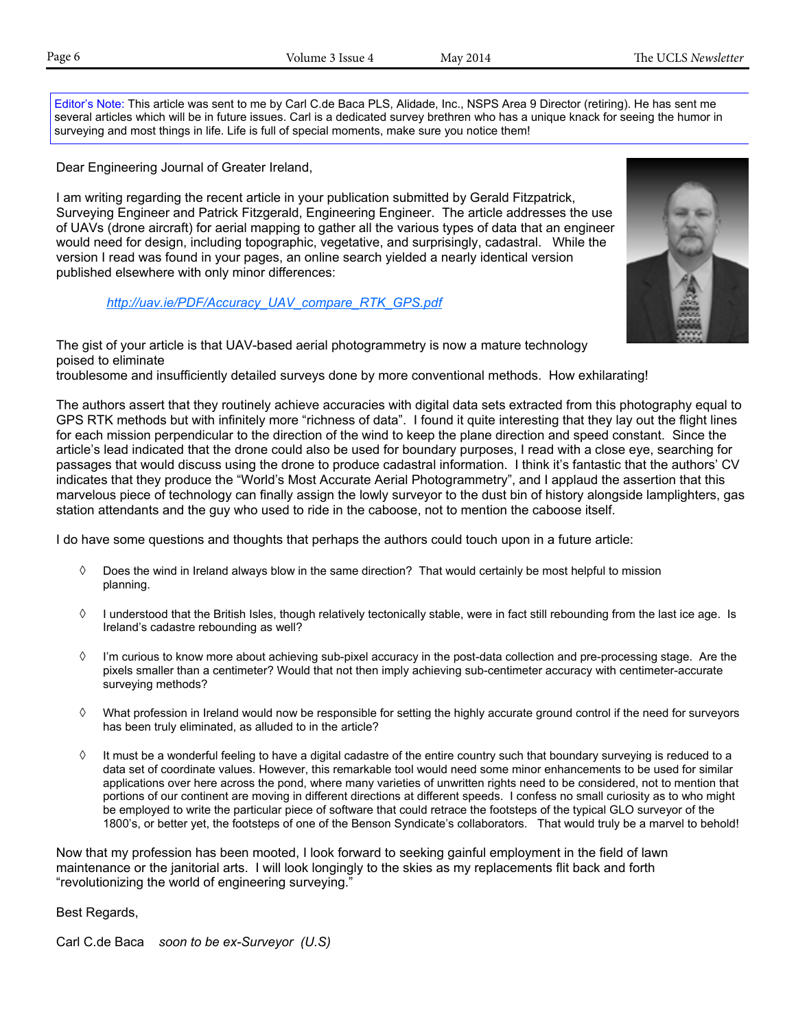Editor's Note: This article was sent to me by Carl C.de Baca PLS, Alidade, Inc., NSPS Area 9 Director (retiring). He has sent me several articles which will be in future issues. Carl is a dedicated survey brethren who has a unique knack for seeing the humor in surveying and most things in life. Life is full of special moments, make sure you notice them!

Dear Engineering Journal of Greater Ireland,

I am writing regarding the recent article in your publication submitted by Gerald Fitzpatrick, Surveying Engineer and Patrick Fitzgerald, Engineering Engineer. The article addresses the use of UAVs (drone aircraft) for aerial mapping to gather all the various types of data that an engineer would need for design, including topographic, vegetative, and surprisingly, cadastral. While the version I read was found in your pages, an online search yielded a nearly identical version published elsewhere with only minor differences:

*http://uav.ie/PDF/Accuracy_UAV_compare_RTK_GPS.pdf*

The gist of your article is that UAV-based aerial photogrammetry is now a mature technology poised to eliminate troublesome and insufficiently detailed surveys done by more conventional methods. How exhilarating!

The authors assert that they routinely achieve accuracies with digital data sets extracted from this photography equal to GPS RTK methods but with infinitely more "richness of data". I found it quite interesting that they lay out the flight lines for each mission perpendicular to the direction of the wind to keep the plane direction and speed constant. Since the article's lead indicated that the drone could also be used for boundary purposes, I read with a close eye, searching for passages that would discuss using the drone to produce cadastral information. I think it's fantastic that the authors' CV indicates that they produce the "World's Most Accurate Aerial Photogrammetry", and I applaud the assertion that this marvelous piece of technology can finally assign the lowly surveyor to the dust bin of history alongside lamplighters, gas station attendants and the guy who used to ride in the caboose, not to mention the caboose itself.

I do have some questions and thoughts that perhaps the authors could touch upon in a future article:

- Does the wind in Ireland always blow in the same direction? That would certainly be most helpful to mission planning.
- I understood that the British Isles, though relatively tectonically stable, were in fact still rebounding from the last ice age. Is Ireland's cadastre rebounding as well?
- I'm curious to know more about achieving sub-pixel accuracy in the post-data collection and pre-processing stage. Are the pixels smaller than a centimeter? Would that not then imply achieving sub-centimeter accuracy with centimeter-accurate surveying methods?
- What profession in Ireland would now be responsible for setting the highly accurate ground control if the need for surveyors has been truly eliminated, as alluded to in the article?
- It must be a wonderful feeling to have a digital cadastre of the entire country such that boundary surveying is reduced to a data set of coordinate values. However, this remarkable tool would need some minor enhancements to be used for similar applications over here across the pond, where many varieties of unwritten rights need to be considered, not to mention that portions of our continent are moving in different directions at different speeds. I confess no small curiosity as to who might be employed to write the particular piece of software that could retrace the footsteps of the typical GLO surveyor of the 1800's, or better yet, the footsteps of one of the Benson Syndicate's collaborators. That would truly be a marvel to behold!

Now that my profession has been mooted, I look forward to seeking gainful employment in the field of lawn maintenance or the janitorial arts. I will look longingly to the skies as my replacements flit back and forth "revolutionizing the world of engineering surveying."

Best Regards,

Carl C.de Baca *soon to be ex-Surveyor (U.S)*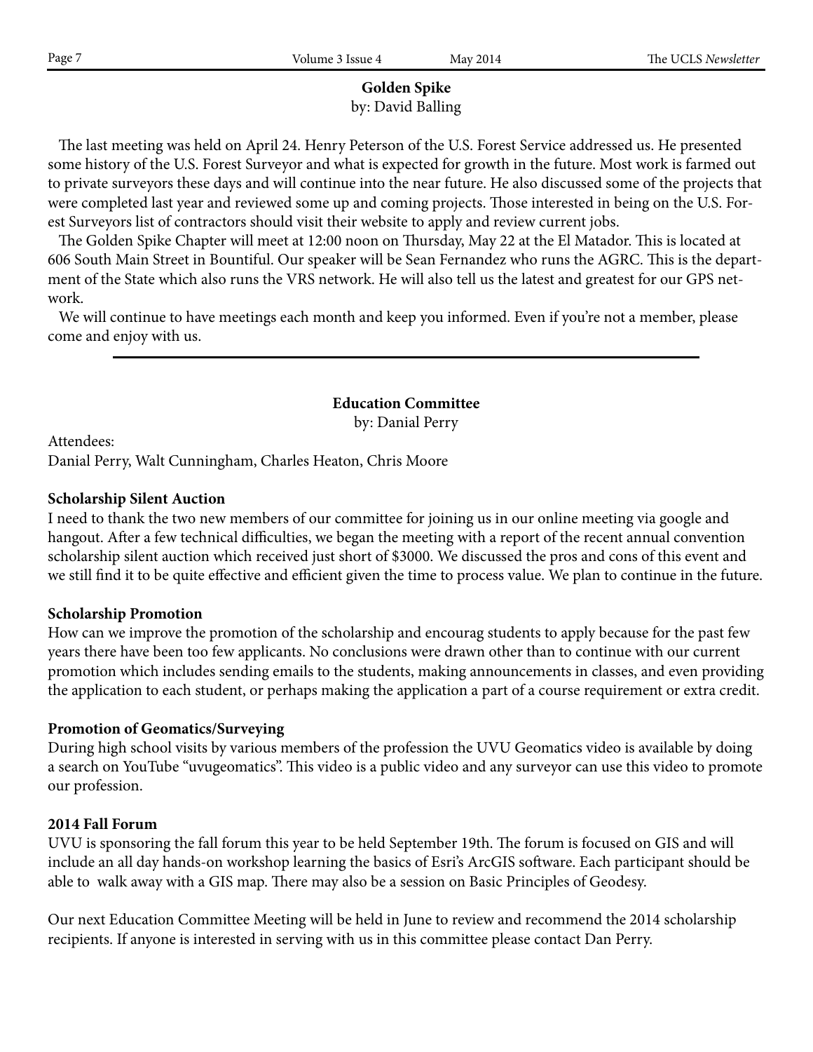## Golden Spike

by: David Balling

The last meeting was held on April 24. Henry Peterson of the U.S. Forest Service addressed us. He presented some history of the U.S. Forest Surveyor and what is expected for growth in the future. Most work is farmed out to private surveyors these days and will continue into the near future. He also discussed some of the projects that were completed last year and reviewed some up and coming projects. Those interested in being on the U.S. Forest Surveyors list of contractors should visit their website to apply and review current jobs.

The Golden Spike Chapter will meet at 12:00 noon on Thursday, May 22 at the El Matador. This is located at 606 South Main Street in Bountiful. Our speaker will be Sean Fernandez who runs the AGRC. This is the department of the State which also runs the VRS network. He will also tell us the latest and greatest for our GPS network.

We will continue to have meetings each month and keep you informed. Even if you're not a member, please come and enjoy with us.

---

## Education Committee

by: Danial Perry

Attendees:
Danial Perry, Walt Cunningham, Charles Heaton, Chris Moore

**Scholarship Silent Auction**

I need to thank the two new members of our committee for joining us in our online meeting via google and hangout. After a few technical difficulties, we began the meeting with a report of the recent annual convention scholarship silent auction which received just short of $3000. We discussed the pros and cons of this event and we still find it to be quite effective and efficient given the time to process value. We plan to continue in the future.

**Scholarship Promotion**

How can we improve the promotion of the scholarship and encourag students to apply because for the past few years there have been too few applicants. No conclusions were drawn other than to continue with our current promotion which includes sending emails to the students, making announcements in classes, and even providing the application to each student, or perhaps making the application a part of a course requirement or extra credit.

**Promotion of Geomatics/Surveying**

During high school visits by various members of the profession the UVU Geomatics video is available by doing a search on YouTube "uvugeomatics". This video is a public video and any surveyor can use this video to promote our profession.

**2014 Fall Forum**

UVU is sponsoring the fall forum this year to be held September 19th. The forum is focused on GIS and will include an all day hands-on workshop learning the basics of Esri's ArcGIS software. Each participant should be able to walk away with a GIS map. There may also be a session on Basic Principles of Geodesy.

Our next Education Committee Meeting will be held in June to review and recommend the 2014 scholarship recipients. If anyone is interested in serving with us in this committee please contact Dan Perry.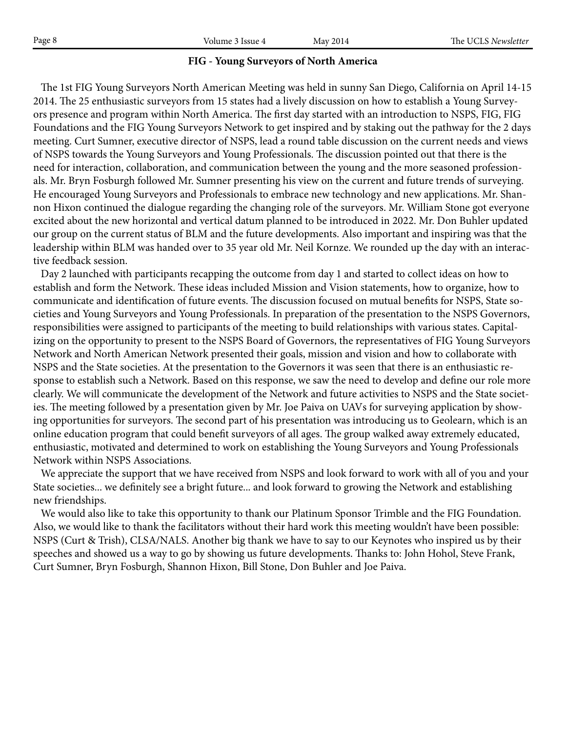## FIG - Young Surveyors of North America

The 1st FIG Young Surveyors North American Meeting was held in sunny San Diego, California on April 14-15 2014. The 25 enthusiastic surveyors from 15 states had a lively discussion on how to establish a Young Surveyors presence and program within North America. The first day started with an introduction to NSPS, FIG, FIG Foundations and the FIG Young Surveyors Network to get inspired and by staking out the pathway for the 2 days meeting. Curt Sumner, executive director of NSPS, lead a round table discussion on the current needs and views of NSPS towards the Young Surveyors and Young Professionals. The discussion pointed out that there is the need for interaction, collaboration, and communication between the young and the more seasoned professionals. Mr. Bryn Fosburgh followed Mr. Sumner presenting his view on the current and future trends of surveying. He encouraged Young Surveyors and Professionals to embrace new technology and new applications. Mr. Shannon Hixon continued the dialogue regarding the changing role of the surveyors. Mr. William Stone got everyone excited about the new horizontal and vertical datum planned to be introduced in 2022. Mr. Don Buhler updated our group on the current status of BLM and the future developments. Also important and inspiring was that the leadership within BLM was handed over to 35 year old Mr. Neil Kornze. We rounded up the day with an interactive feedback session.

Day 2 launched with participants recapping the outcome from day 1 and started to collect ideas on how to establish and form the Network. These ideas included Mission and Vision statements, how to organize, how to communicate and identification of future events. The discussion focused on mutual benefits for NSPS, State societies and Young Surveyors and Young Professionals. In preparation of the presentation to the NSPS Governors, responsibilities were assigned to participants of the meeting to build relationships with various states. Capitalizing on the opportunity to present to the NSPS Board of Governors, the representatives of FIG Young Surveyors Network and North American Network presented their goals, mission and vision and how to collaborate with NSPS and the State societies. At the presentation to the Governors it was seen that there is an enthusiastic response to establish such a Network. Based on this response, we saw the need to develop and define our role more clearly. We will communicate the development of the Network and future activities to NSPS and the State societies. The meeting followed by a presentation given by Mr. Joe Paiva on UAVs for surveying application by showing opportunities for surveyors. The second part of his presentation was introducing us to Geolearn, which is an online education program that could benefit surveyors of all ages. The group walked away extremely educated, enthusiastic, motivated and determined to work on establishing the Young Surveyors and Young Professionals Network within NSPS Associations.

We appreciate the support that we have received from NSPS and look forward to work with all of you and your State societies... we definitely see a bright future... and look forward to growing the Network and establishing new friendships.

We would also like to take this opportunity to thank our Platinum Sponsor Trimble and the FIG Foundation. Also, we would like to thank the facilitators without their hard work this meeting wouldn't have been possible: NSPS (Curt & Trish), CLSA/NALS. Another big thank we have to say to our Keynotes who inspired us by their speeches and showed us a way to go by showing us future developments. Thanks to: John Hohol, Steve Frank, Curt Sumner, Bryn Fosburgh, Shannon Hixon, Bill Stone, Don Buhler and Joe Paiva.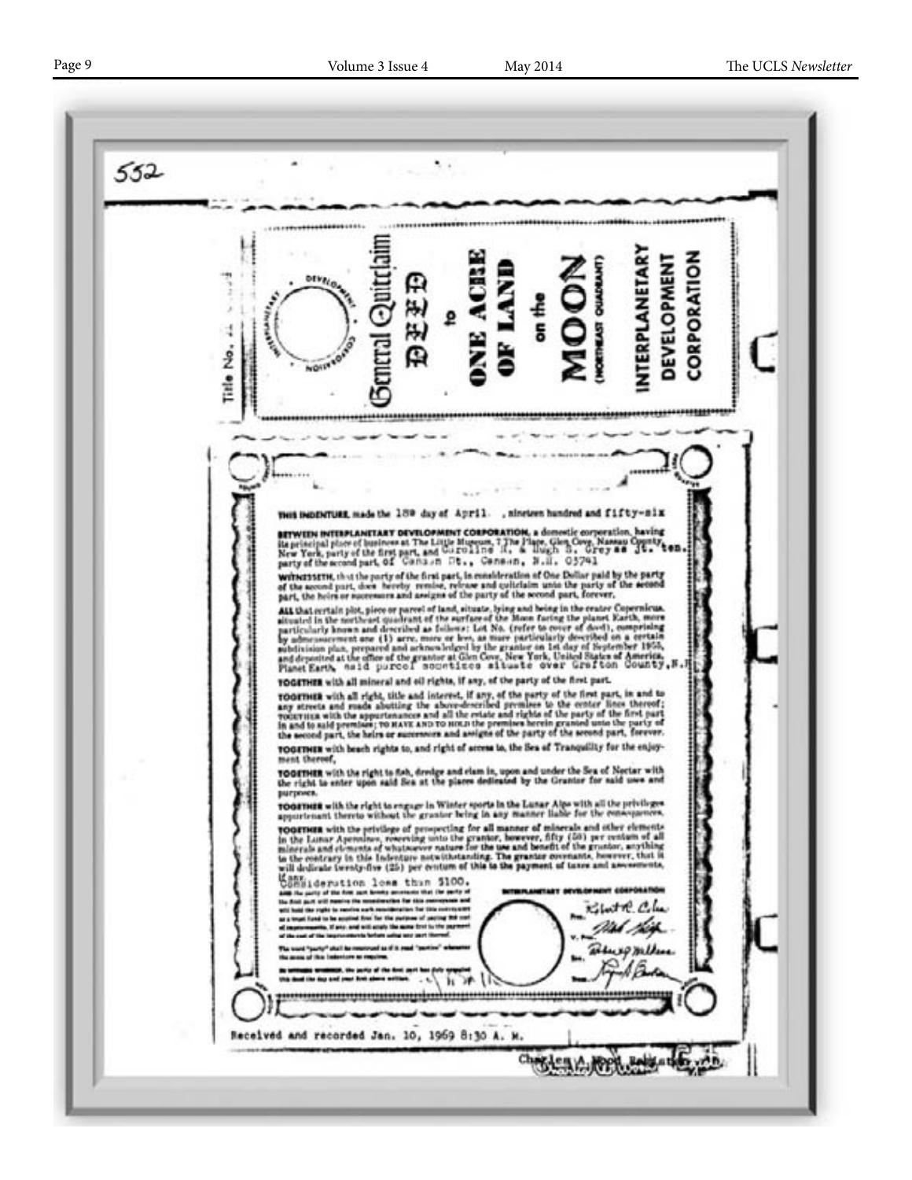552

Title No.

General Quitclaim

DEED

to

ONE ACRE OF LAND

on the

MOON

(NORTHEAST QUADRANT)

INTERPLANETARY DEVELOPMENT CORPORATION

THIS INDENTURE, made the 18th day of April, nineteen hundred and fifty-six

BETWEEN INTERPLANETARY DEVELOPMENT CORPORATION, a domestic corporation, having its principal place of business at The Little Museum, 7 The Place, Glen Cove, Nassau County, New York, party of the first part, and Caroline R. & Hugh B. Greyss Jt. ten. party of the second part, of Canaan St., Canaan, N.H. 03741

WITNESSETH, that the party of the first part, in consideration of One Dollar paid by the party of the second part, does hereby remise, release and quitclaim unto the party of the second part, the heirs or successors and assigns of the party of the second part, forever,

ALL that certain plot, piece or parcel of land, situate, lying and being in the crater Copernicus, situated in the northeast quadrant of the surface of the Moon facing the planet Earth, more particularly known and described as follows: Lot No. (refer to cover of deed), comprising by admeasurement one (1) acre, more or less, as more particularly described on a certain subdivision plan, prepared and acknowledged by the grantor on 1st day of September 1955, and deposited at the office of the grantor at Glen Cove, New York, United States of America, Planet Earth, said parcel sometimes situate over Grafton County, N.H.

TOGETHER with all mineral and oil rights, if any, of the party of the first part.

TOGETHER with all right, title and interest, if any, of the party of the first part, in and to any streets and roads abutting the above-described premises to the center lines thereof; TOGETHER with the appurtenances and all the estate and rights of the party of the first part in and to said premises; TO HAVE AND TO HOLD the premises herein granted unto the party of the second part, the heirs or successors and assigns of the party of the second part, forever.

TOGETHER with beach rights to, and right of access to, the Sea of Tranquillity for the enjoyment thereof,

TOGETHER with the right to fish, dredge and clam in, upon and under the Sea of Nectar with the right to enter upon said Sea at the places dedicated by the Grantor for said uses and purposes.

TOGETHER with the right to engage in Winter sports in the Lunar Alps with all the privileges appurtenant thereto without the grantor being in any manner liable for the consequences.

TOGETHER with the privilege of prospecting for all manner of minerals and other elements in the Lunar Apennines, reserving unto the grantor, however, fifty (50) per centum of all minerals and elements of whatsoever nature for the use and benefit of the grantor, anything to the contrary in this Indenture notwithstanding. The grantor covenants, however, that it will dedicate twenty-five (25) per centum of this to the payment of taxes and assessments, if any.

Consideration less than $100.

AND the party of the first part hereby covenants that the party of the first part will receive the consideration for this conveyance and will hold the right to receive such consideration for this conveyance as a trust fund to be applied first for the purpose of paying the cost of improvements, if any, and will apply the same first to the payment of the cost of the improvements before using any part thereof.

The word "party" shall be construed as if it read "parties" whenever the sense of this Indenture so requires.

IN WITNESS WHEREOF, the party of the first part has duly executed this deed the day and year first above written.

INTERPLANETARY DEVELOPMENT CORPORATION

Pres. Robert R. Coles

V. Pres.

Sec.

Treas.

Received and recorded Jan. 10, 1969 8:30 A. M.

Charles A. Wood, Register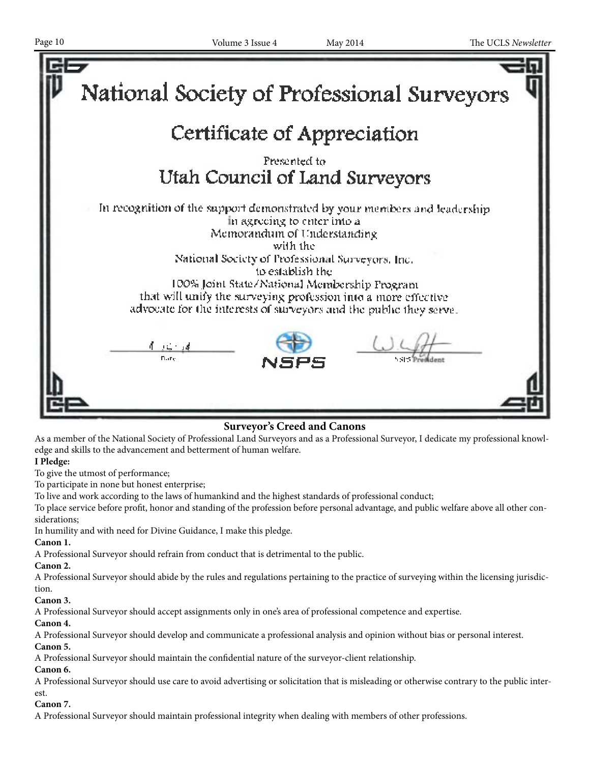# National Society of Professional Surveyors

## Certificate of Appreciation

Presented to

## Utah Council of Land Surveyors

In recognition of the support demonstrated by your members and leadership in agreeing to enter into a Memorandum of Understanding with the National Society of Professional Surveyors, Inc. to establish the 100% Joint State/National Membership Program that will unify the surveying profession into a more effective advocate for the interests of surveyors and the public they serve.

Date

NSPS

NSPS President

## Surveyor's Creed and Canons

As a member of the National Society of Professional Land Surveyors and as a Professional Surveyor, I dedicate my professional knowledge and skills to the advancement and betterment of human welfare.

**I Pledge:**

To give the utmost of performance;

To participate in none but honest enterprise;

To live and work according to the laws of humankind and the highest standards of professional conduct;

To place service before profit, honor and standing of the profession before personal advantage, and public welfare above all other considerations;

In humility and with need for Divine Guidance, I make this pledge.

**Canon 1.**

A Professional Surveyor should refrain from conduct that is detrimental to the public.

**Canon 2.**

A Professional Surveyor should abide by the rules and regulations pertaining to the practice of surveying within the licensing jurisdiction.

**Canon 3.**

A Professional Surveyor should accept assignments only in one's area of professional competence and expertise.

**Canon 4.**

A Professional Surveyor should develop and communicate a professional analysis and opinion without bias or personal interest.

**Canon 5.**

A Professional Surveyor should maintain the confidential nature of the surveyor-client relationship.

**Canon 6.**

A Professional Surveyor should use care to avoid advertising or solicitation that is misleading or otherwise contrary to the public interest.

**Canon 7.**

A Professional Surveyor should maintain professional integrity when dealing with members of other professions.